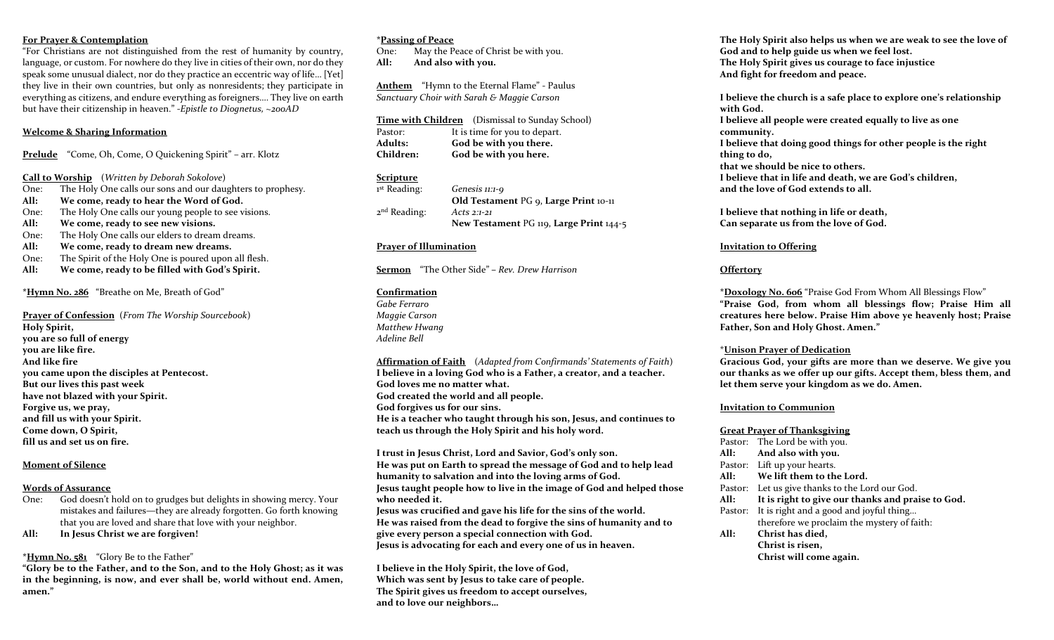**For Prayer & Contemplation**

"For Christians are not distinguished from the rest of humanity by country, language, or custom. For nowhere do they live in cities of their own, nor do they speak some unusual dialect, nor do they practice an eccentric way of life… [Yet] they live in their own countries, but only as nonresidents; they participate in everything as citizens, and endure everything as foreigners…. They live on earth but have their citizenship in heaven." -*Epistle to Diognetus, ~200AD*

**Welcome & Sharing Information**

**Prelude** "Come, Oh, Come, O Quickening Spirit" – arr. Klotz

**Call to Worship** (*Written by Deborah Sokolove*)

One: The Holy One calls our sons and our daughters to prophesy.
**All: We come, ready to hear the Word of God.**
One: The Holy One calls our young people to see visions.
**All: We come, ready to see new visions.**
One: The Holy One calls our elders to dream dreams.
**All: We come, ready to dream new dreams.**
One: The Spirit of the Holy One is poured upon all flesh.
**All: We come, ready to be filled with God's Spirit.**

\***Hymn No. 286** "Breathe on Me, Breath of God"

**Prayer of Confession** (*From The Worship Sourcebook*)

**Holy Spirit,
you are so full of energy
you are like fire.
And like fire
you came upon the disciples at Pentecost.
But our lives this past week
have not blazed with your Spirit.
Forgive us, we pray,
and fill us with your Spirit.
Come down, O Spirit,
fill us and set us on fire.**

**Moment of Silence**

**Words of Assurance**

One: God doesn't hold on to grudges but delights in showing mercy. Your mistakes and failures—they are already forgotten. Go forth knowing that you are loved and share that love with your neighbor.
**All: In Jesus Christ we are forgiven!**

\***Hymn No. 581** "Glory Be to the Father"

**"Glory be to the Father, and to the Son, and to the Holy Ghost; as it was in the beginning, is now, and ever shall be, world without end. Amen, amen."**

\***Passing of Peace**

One: May the Peace of Christ be with you.
**All: And also with you.**

**Anthem** "Hymn to the Eternal Flame" - Paulus
*Sanctuary Choir with Sarah & Maggie Carson*

**Time with Children** (Dismissal to Sunday School)

Pastor: It is time for you to depart.
**Adults: God be with you there.**
**Children: God be with you here.**

**Scripture**

1st Reading: *Genesis 11:1-9*
**Old Testament** PG 9, **Large Print** 10-11
2nd Reading: *Acts 2:1-21*
**New Testament** PG 119, **Large Print** 144-5

**Prayer of Illumination**

**Sermon** "The Other Side" – *Rev. Drew Harrison*

**Confirmation**

*Gabe Ferraro*
*Maggie Carson*
*Matthew Hwang*
*Adeline Bell*

**Affirmation of Faith** (*Adapted from Confirmands' Statements of Faith*)

**I believe in a loving God who is a Father, a creator, and a teacher.
God loves me no matter what.
God created the world and all people.
God forgives us for our sins.
He is a teacher who taught through his son, Jesus, and continues to teach us through the Holy Spirit and his holy word.**

**I trust in Jesus Christ, Lord and Savior, God's only son.
He was put on Earth to spread the message of God and to help lead humanity to salvation and into the loving arms of God.
Jesus taught people how to live in the image of God and helped those who needed it.
Jesus was crucified and gave his life for the sins of the world.
He was raised from the dead to forgive the sins of humanity and to give every person a special connection with God.
Jesus is advocating for each and every one of us in heaven.**

**I believe in the Holy Spirit, the love of God,
Which was sent by Jesus to take care of people.
The Spirit gives us freedom to accept ourselves,
and to love our neighbors…**

**The Holy Spirit also helps us when we are weak to see the love of God and to help guide us when we feel lost.
The Holy Spirit gives us courage to face injustice
And fight for freedom and peace.**

**I believe the church is a safe place to explore one's relationship with God.
I believe all people were created equally to live as one community.
I believe that doing good things for other people is the right thing to do,
that we should be nice to others.
I believe that in life and death, we are God's children,
and the love of God extends to all.**

**I believe that nothing in life or death,
Can separate us from the love of God.**

**Invitation to Offering**

**Offertory**

\***Doxology No. 606** "Praise God From Whom All Blessings Flow"
**"Praise God, from whom all blessings flow; Praise Him all creatures here below. Praise Him above ye heavenly host; Praise Father, Son and Holy Ghost. Amen."**

\***Unison Prayer of Dedication**

**Gracious God, your gifts are more than we deserve. We give you our thanks as we offer up our gifts. Accept them, bless them, and let them serve your kingdom as we do. Amen.**

**Invitation to Communion**

**Great Prayer of Thanksgiving**

Pastor: The Lord be with you.
**All: And also with you.**
Pastor: Lift up your hearts.
**All: We lift them to the Lord.**
Pastor: Let us give thanks to the Lord our God.
**All: It is right to give our thanks and praise to God.**
Pastor: It is right and a good and joyful thing… therefore we proclaim the mystery of faith:
**All: Christ has died,
Christ is risen,
Christ will come again.**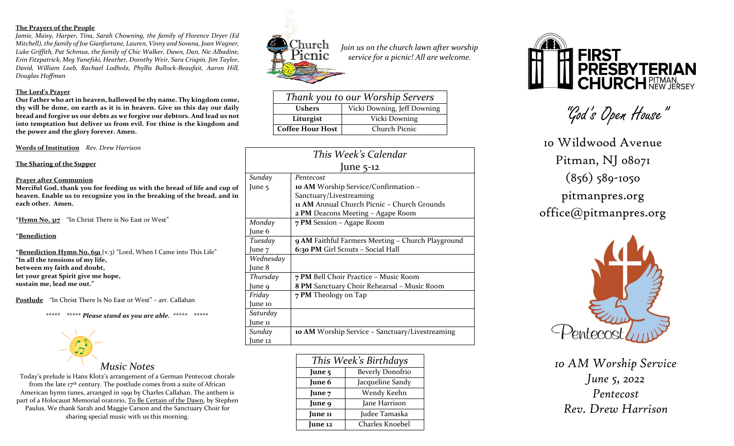**The Prayers of the People**

*Jamie, Maisy, Harper, Tina, Sarah Chowning, the family of Florence Dryer (Ed Mitchell), the family of Joe Gianfortune, Lauren, Vinny and Sovana, Joan Wagner, Luke Griffith, Pat Schmus, the family of Chic Walker, Dawn, Dan, Nic Albadine, Erin Fitzpatrick, Meg Yanefski, Heather, Dorothy Weir, Sara Crispin, Jim Taylor, David, William Loeb, Rachael Lodholz, Phyllis Bullock-Beaufait, Aaron Hill, Douglas Hoffman*

**The Lord's Prayer**

**Our Father who art in heaven, hallowed be thy name. Thy kingdom come, thy will be done, on earth as it is in heaven. Give us this day our daily bread and forgive us our debts as we forgive our debtors. And lead us not into temptation but deliver us from evil. For thine is the kingdom and the power and the glory forever. Amen.**

**Words of Institution** *Rev. Drew Harrison*

**The Sharing of the Supper**

**Prayer after Communion**

**Merciful God, thank you for feeding us with the bread of life and cup of heaven. Enable us to recognize you in the breaking of the bread, and in each other. Amen.**

\***Hymn No. 317** "In Christ There is No East or West"

\***Benediction**

\***Benediction Hymn No. 691** (v.3) "Lord, When I Came into This Life"
**"In all the tensions of my life,
between my faith and doubt,
let your great Spirit give me hope,
sustain me, lead me out."**

**Postlude** "In Christ There Is No East or West" – arr. Callahan

***** ***** ***Please stand as you are able.*** ***** *****

## *Music Notes*

Today's prelude is Hans Klotz's arrangement of a German Pentecost chorale from the late 17th century. The postlude comes from a suite of African American hymn tunes, arranged in 1991 by Charles Callahan. The anthem is part of a Holocaust Memorial oratorio, To Be Certain of the Dawn, by Stephen Paulus. We thank Sarah and Maggie Carson and the Sanctuary Choir for sharing special music with us this morning.

Church Picnic

*Join us on the church lawn after worship service for a picnic! All are welcome.*

| *Thank you to our Worship Servers* | |
|---|---|
| **Ushers** | Vicki Downing, Jeff Downing |
| **Liturgist** | Vicki Downing |
| **Coffee Hour Host** | Church Picnic |

| *This Week's Calendar* | |
|---|---|
| | June 5-12 |
| *Sunday* June 5 | *Pentecost* **10 AM** Worship Service/Confirmation – Sanctuary/Livestreaming **11 AM** Annual Church Picnic – Church Grounds **2 PM** Deacons Meeting – Agape Room |
| *Monday* June 6 | **7 PM** Session – Agape Room |
| *Tuesday* June 7 | **9 AM** Faithful Farmers Meeting – Church Playground **6:30 PM** Girl Scouts – Social Hall |
| *Wednesday* June 8 | |
| *Thursday* June 9 | **7 PM** Bell Choir Practice – Music Room **8 PM** Sanctuary Choir Rehearsal – Music Room |
| *Friday* June 10 | **7 PM** Theology on Tap |
| *Saturday* June 11 | |
| *Sunday* June 12 | **10 AM** Worship Service – Sanctuary/Livestreaming |

| *This Week's Birthdays* | |
|---|---|
| **June 5** | Beverly Donofrio |
| **June 6** | Jacqueline Sandy |
| **June 7** | Wendy Keehn |
| **June 9** | Jane Harrison |
| **June 11** | Judee Tamaska |
| **June 12** | Charles Knoebel |

# FIRST PRESBYTERIAN CHURCH
PITMAN, NEW JERSEY

"God's Open House"

10 Wildwood Avenue
Pitman, NJ 08071
(856) 589-1050
pitmanpres.org
office@pitmanpres.org

Pentecost

*10 AM Worship Service*
*June 5, 2022*
*Pentecost*
*Rev. Drew Harrison*